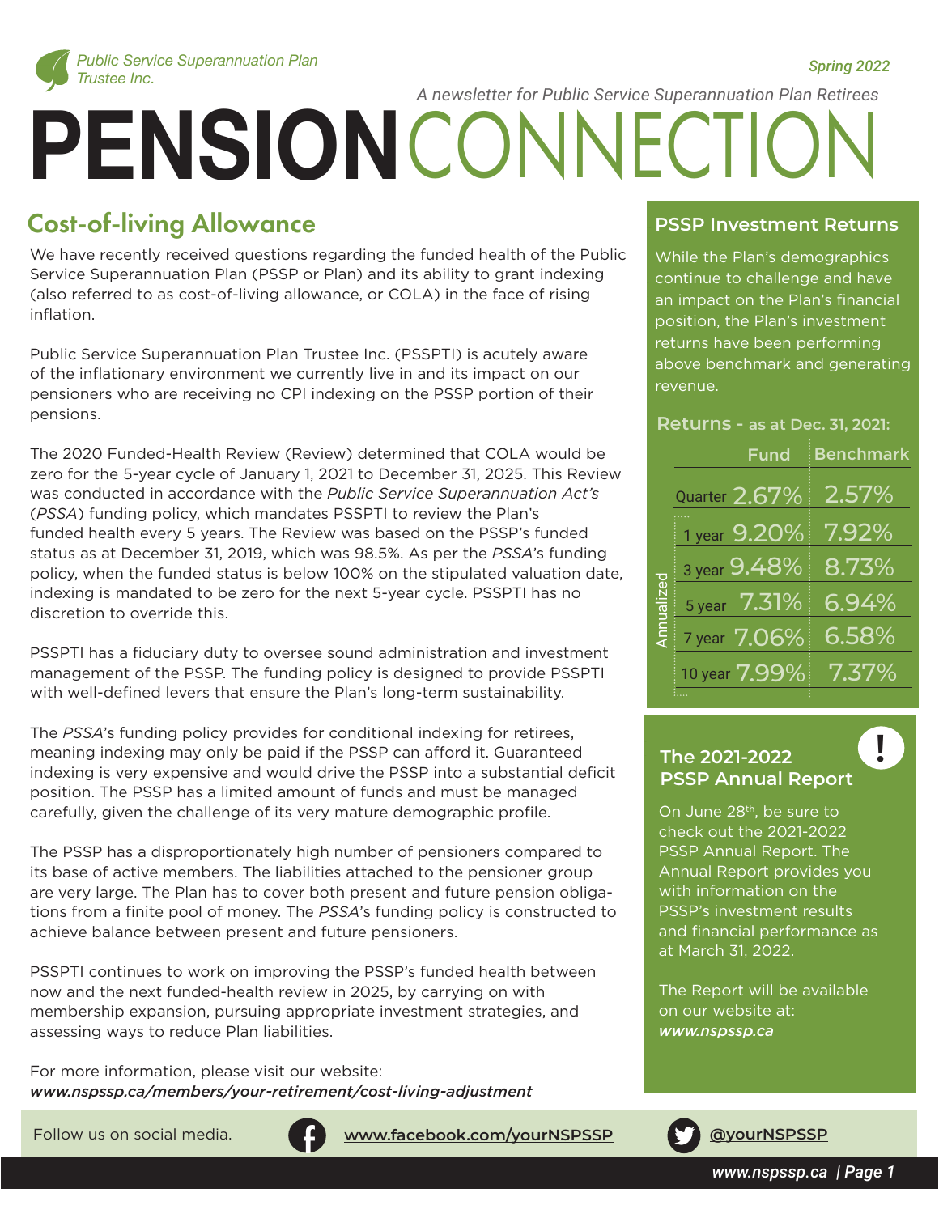Public Service Superannuation Plan Trustee Inc.

Spring 2022

*A newsletter for Public Service Superannuation Plan Retirees*

# PENSION CONNECTION

## Cost-of-living Allowance

We have recently received questions regarding the funded health of the Public Service Superannuation Plan (PSSP or Plan) and its ability to grant indexing (also referred to as cost-of-living allowance, or COLA) in the face of rising inflation.

Public Service Superannuation Plan Trustee Inc. (PSSPTI) is acutely aware of the inflationary environment we currently live in and its impact on our pensioners who are receiving no CPI indexing on the PSSP portion of their pensions.

The 2020 Funded-Health Review (Review) determined that COLA would be zero for the 5-year cycle of January 1, 2021 to December 31, 2025. This Review was conducted in accordance with the *Public Service Superannuation Act's* (*PSSA*) funding policy, which mandates PSSPTI to review the Plan's funded health every 5 years. The Review was based on the PSSP's funded status as at December 31, 2019, which was 98.5%. As per the *PSSA*'s funding policy, when the funded status is below 100% on the stipulated valuation date, indexing is mandated to be zero for the next 5-year cycle. PSSPTI has no discretion to override this.

PSSPTI has a fiduciary duty to oversee sound administration and investment management of the PSSP. The funding policy is designed to provide PSSPTI with well-defined levers that ensure the Plan's long-term sustainability.

The *PSSA*'s funding policy provides for conditional indexing for retirees, meaning indexing may only be paid if the PSSP can afford it. Guaranteed indexing is very expensive and would drive the PSSP into a substantial deficit position. The PSSP has a limited amount of funds and must be managed carefully, given the challenge of its very mature demographic profile.

The PSSP has a disproportionately high number of pensioners compared to its base of active members. The liabilities attached to the pensioner group are very large. The Plan has to cover both present and future pension obligations from a finite pool of money. The *PSSA*'s funding policy is constructed to achieve balance between present and future pensioners.

PSSPTI continues to work on improving the PSSP's funded health between now and the next funded-health review in 2025, by carrying on with membership expansion, pursuing appropriate investment strategies, and assessing ways to reduce Plan liabilities.

For more information, please visit our website:
***www.nspssp.ca/members/your-retirement/cost-living-adjustment***

## PSSP Investment Returns

While the Plan's demographics continue to challenge and have an impact on the Plan's financial position, the Plan's investment returns have been performing above benchmark and generating revenue.

**Returns - as at Dec. 31, 2021:**

| | | Fund | Benchmark |
|---|---|---|---|
| | Quarter | 2.67% | 2.57% |
| Annualized | 1 year | 9.20% | 7.92% |
| | 3 year | 9.48% | 8.73% |
| | 5 year | 7.31% | 6.94% |
| | 7 year | 7.06% | 6.58% |
| | 10 year | 7.99% | 7.37% |

## The 2021-2022 PSSP Annual Report

On June 28th, be sure to check out the 2021-2022 PSSP Annual Report. The Annual Report provides you with information on the PSSP's investment results and financial performance as at March 31, 2022.

The Report will be available on our website at: ***www.nspssp.ca***

Follow us on social media. www.facebook.com/yourNSPSSP @yourNSPSSP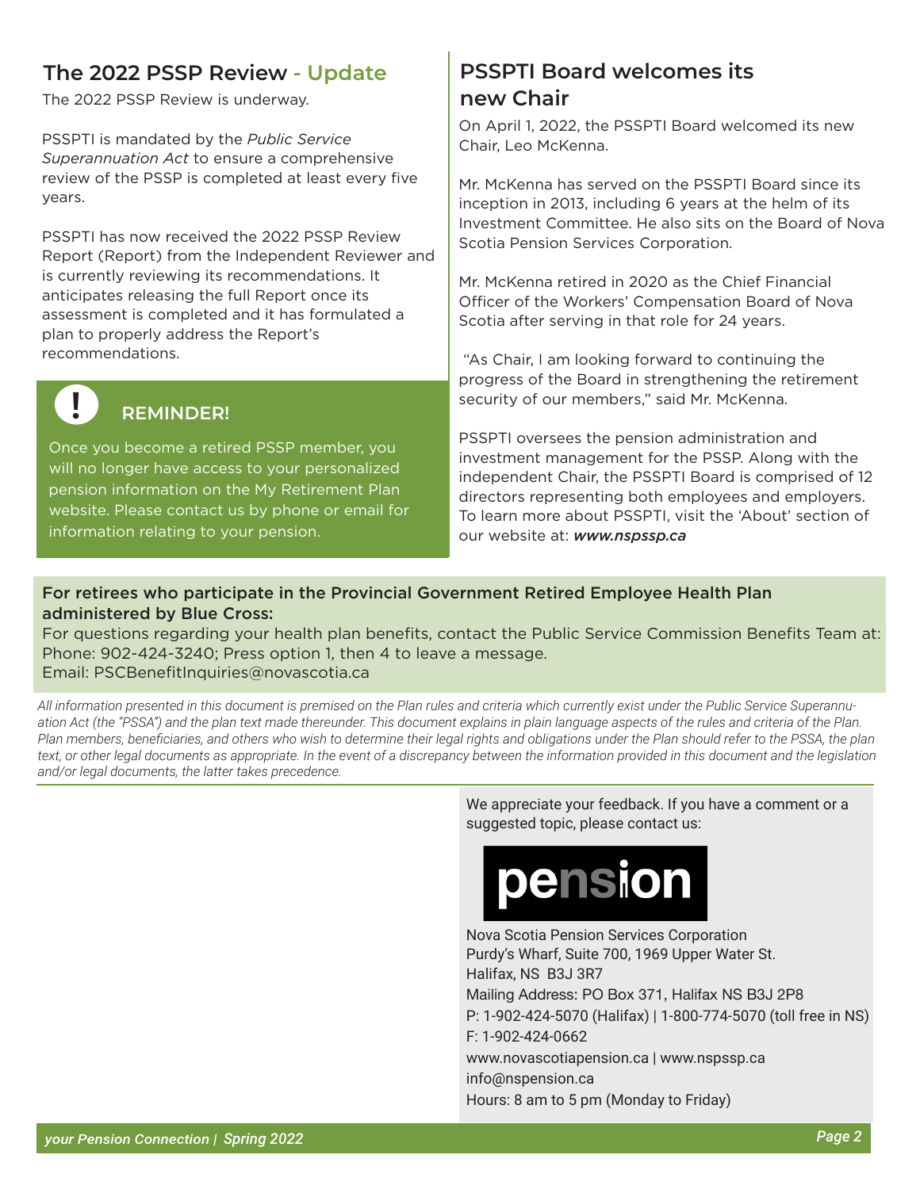## The 2022 PSSP Review - Update

The 2022 PSSP Review is underway.

PSSPTI is mandated by the *Public Service Superannuation Act* to ensure a comprehensive review of the PSSP is completed at least every five years.

PSSPTI has now received the 2022 PSSP Review Report (Report) from the Independent Reviewer and is currently reviewing its recommendations. It anticipates releasing the full Report once its assessment is completed and it has formulated a plan to properly address the Report's recommendations.

**! REMINDER!**

Once you become a retired PSSP member, you will no longer have access to your personalized pension information on the My Retirement Plan website. Please contact us by phone or email for information relating to your pension.

## PSSPTI Board welcomes its new Chair

On April 1, 2022, the PSSPTI Board welcomed its new Chair, Leo McKenna.

Mr. McKenna has served on the PSSPTI Board since its inception in 2013, including 6 years at the helm of its Investment Committee. He also sits on the Board of Nova Scotia Pension Services Corporation.

Mr. McKenna retired in 2020 as the Chief Financial Officer of the Workers' Compensation Board of Nova Scotia after serving in that role for 24 years.

"As Chair, I am looking forward to continuing the progress of the Board in strengthening the retirement security of our members," said Mr. McKenna.

PSSPTI oversees the pension administration and investment management for the PSSP. Along with the independent Chair, the PSSPTI Board is comprised of 12 directors representing both employees and employers. To learn more about PSSPTI, visit the 'About' section of our website at: ***www.nspssp.ca***

**For retirees who participate in the Provincial Government Retired Employee Health Plan administered by Blue Cross:**

For questions regarding your health plan benefits, contact the Public Service Commission Benefits Team at:
Phone: 902-424-3240; Press option 1, then 4 to leave a message.
Email: PSCBenefitInquiries@novascotia.ca

*All information presented in this document is premised on the Plan rules and criteria which currently exist under the Public Service Superannuation Act (the "PSSA") and the plan text made thereunder. This document explains in plain language aspects of the rules and criteria of the Plan. Plan members, beneficiaries, and others who wish to determine their legal rights and obligations under the Plan should refer to the PSSA, the plan text, or other legal documents as appropriate. In the event of a discrepancy between the information provided in this document and the legislation and/or legal documents, the latter takes precedence.*

We appreciate your feedback. If you have a comment or a suggested topic, please contact us:

**pension**

Nova Scotia Pension Services Corporation
Purdy's Wharf, Suite 700, 1969 Upper Water St.
Halifax, NS B3J 3R7
Mailing Address: PO Box 371, Halifax NS B3J 2P8
P: 1-902-424-5070 (Halifax) | 1-800-774-5070 (toll free in NS)
F: 1-902-424-0662
www.novascotiapension.ca | www.nspssp.ca
info@nspension.ca
Hours: 8 am to 5 pm (Monday to Friday)